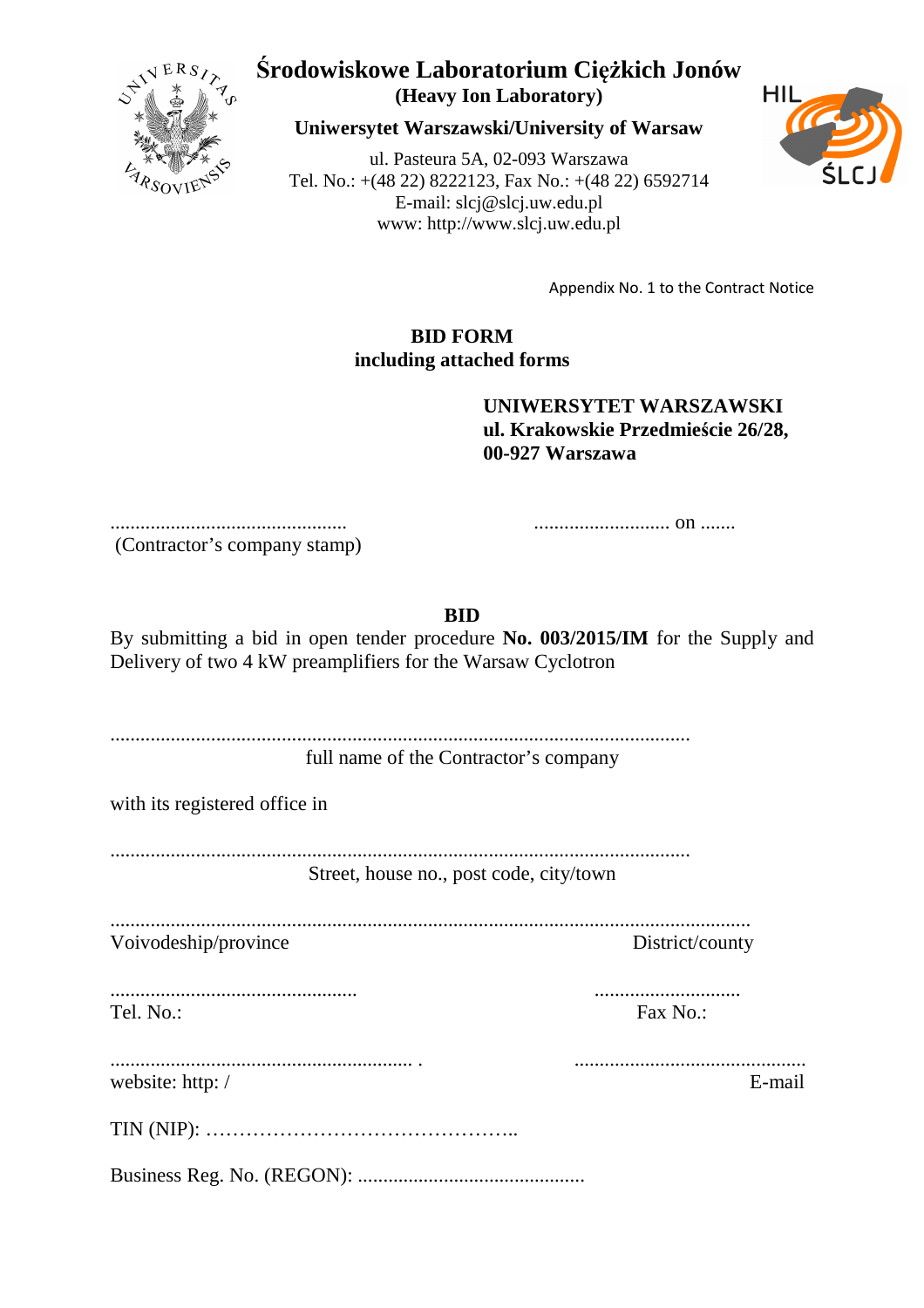# Środowiskowe Laboratorium Ciężkich Jonów

**(Heavy Ion Laboratory)**

**Uniwersytet Warszawski/University of Warsaw**

ul. Pasteura 5A, 02-093 Warszawa
Tel. No.: +(48 22) 8222123, Fax No.: +(48 22) 6592714
E-mail: slcj@slcj.uw.edu.pl
www: http://www.slcj.uw.edu.pl

Appendix No. 1 to the Contract Notice

**BID FORM**
**including attached forms**

**UNIWERSYTET WARSZAWSKI**
**ul. Krakowskie Przedmieście 26/28,**
**00-927 Warszawa**

............................................... (Contractor's company stamp) ........................... on .......

**BID**

By submitting a bid in open tender procedure **No. 003/2015/IM** for the Supply and Delivery of two 4 kW preamplifiers for the Warsaw Cyclotron

.................................................................................................................
full name of the Contractor's company

with its registered office in

.................................................................................................................
Street, house no., post code, city/town

.............................................................................................................................
Voivodeship/province District/county

................................................. .............................
Tel. No.: Fax No.:

........................................................... . .............................................
website: http: / E-mail

TIN (NIP): ………………………………………..

Business Reg. No. (REGON): ............................................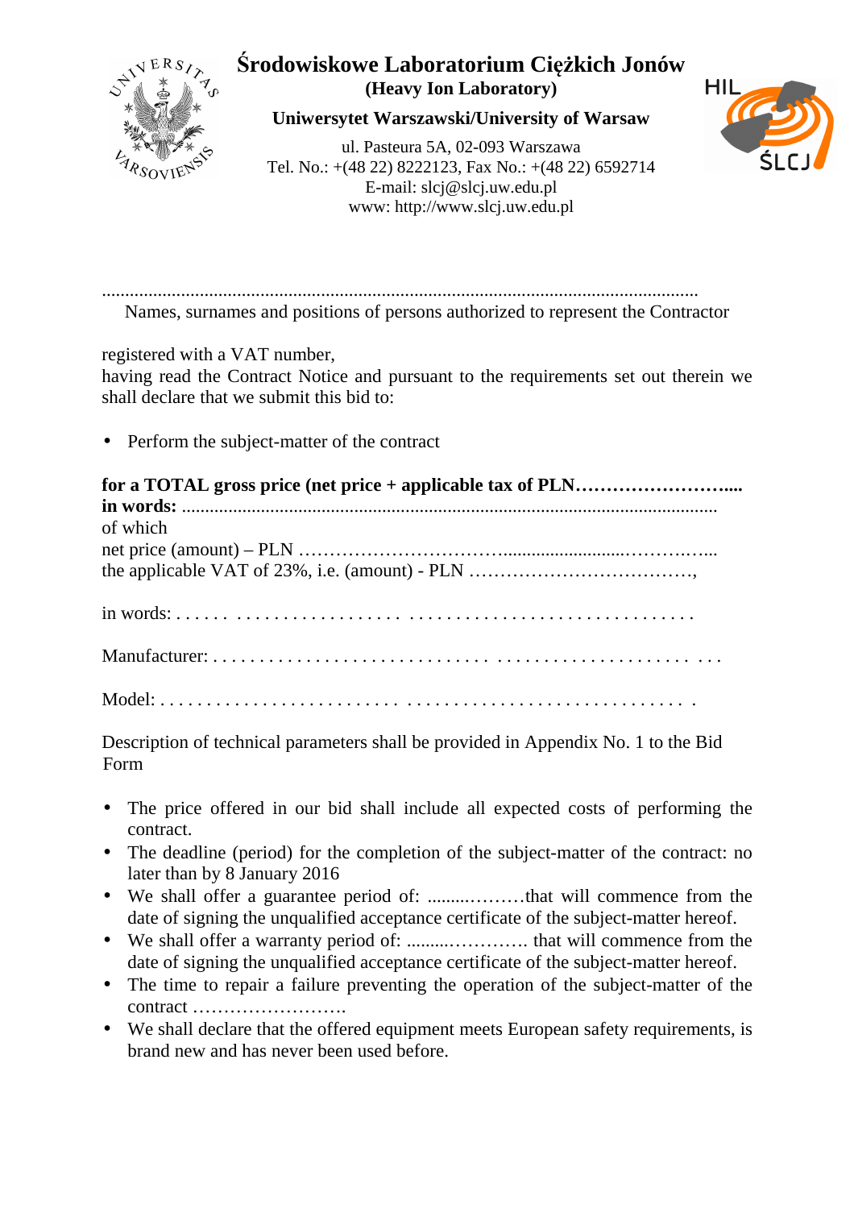# Środowiskowe Laboratorium Ciężkich Jonów

**(Heavy Ion Laboratory)**

**Uniwersytet Warszawski/University of Warsaw**

ul. Pasteura 5A, 02-093 Warszawa
Tel. No.: +(48 22) 8222123, Fax No.: +(48 22) 6592714
E-mail: slcj@slcj.uw.edu.pl
www: http://www.slcj.uw.edu.pl

..............................................................................................................................
Names, surnames and positions of persons authorized to represent the Contractor

registered with a VAT number,
having read the Contract Notice and pursuant to the requirements set out therein we shall declare that we submit this bid to:

- Perform the subject-matter of the contract

**for a TOTAL gross price (net price + applicable tax of PLN…………………….....**
**in words:** ..................................................................................................................
of which
net price (amount) – PLN ……………………………........................……….…...
the applicable VAT of 23%, i.e. (amount) - PLN ……………………………….,

in words: . . . . . . . . . . . . . . . . . . . . . . . . . . . . . . . . . . . . . . . . . . . . . . . . . . . . .

Manufacturer: . . . . . . . . . . . . . . . . . . . . . . . . . . . . . . . . . . . . . . . . . . . . . . . . . . . . . . .

Model: . . . . . . . . . . . . . . . . . . . . . . . . . . . . . . . . . . . . . . . . . . . . . . . . . . . . . . . . .

Description of technical parameters shall be provided in Appendix No. 1 to the Bid Form

- The price offered in our bid shall include all expected costs of performing the contract.
- The deadline (period) for the completion of the subject-matter of the contract: no later than by 8 January 2016
- We shall offer a guarantee period of: ........………that will commence from the date of signing the unqualified acceptance certificate of the subject-matter hereof.
- We shall offer a warranty period of: .........…………. that will commence from the date of signing the unqualified acceptance certificate of the subject-matter hereof.
- The time to repair a failure preventing the operation of the subject-matter of the contract …………………….
- We shall declare that the offered equipment meets European safety requirements, is brand new and has never been used before.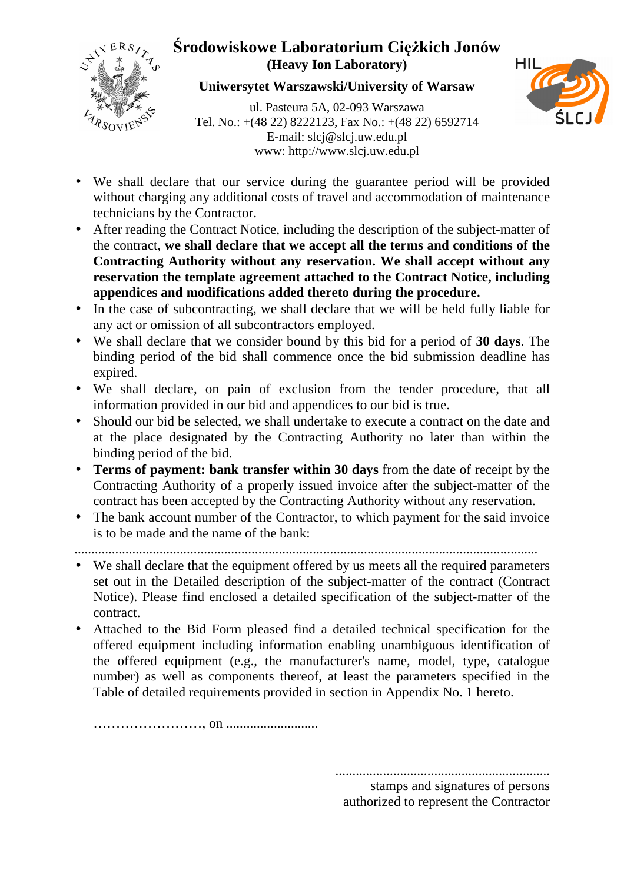**Środowiskowe Laboratorium Ciężkich Jonów**
**(Heavy Ion Laboratory)**
**Uniwersytet Warszawski/University of Warsaw**
ul. Pasteura 5A, 02-093 Warszawa
Tel. No.: +(48 22) 8222123, Fax No.: +(48 22) 6592714
E-mail: slcj@slcj.uw.edu.pl
www: http://www.slcj.uw.edu.pl

- We shall declare that our service during the guarantee period will be provided without charging any additional costs of travel and accommodation of maintenance technicians by the Contractor.
- After reading the Contract Notice, including the description of the subject-matter of the contract, **we shall declare that we accept all the terms and conditions of the Contracting Authority without any reservation. We shall accept without any reservation the template agreement attached to the Contract Notice, including appendices and modifications added thereto during the procedure.**
- In the case of subcontracting, we shall declare that we will be held fully liable for any act or omission of all subcontractors employed.
- We shall declare that we consider bound by this bid for a period of **30 days**. The binding period of the bid shall commence once the bid submission deadline has expired.
- We shall declare, on pain of exclusion from the tender procedure, that all information provided in our bid and appendices to our bid is true.
- Should our bid be selected, we shall undertake to execute a contract on the date and at the place designated by the Contracting Authority no later than within the binding period of the bid.
- **Terms of payment: bank transfer within 30 days** from the date of receipt by the Contracting Authority of a properly issued invoice after the subject-matter of the contract has been accepted by the Contracting Authority without any reservation.
- The bank account number of the Contractor, to which payment for the said invoice is to be made and the name of the bank:

..........................................................................................................................................

- We shall declare that the equipment offered by us meets all the required parameters set out in the Detailed description of the subject-matter of the contract (Contract Notice). Please find enclosed a detailed specification of the subject-matter of the contract.
- Attached to the Bid Form pleased find a detailed technical specification for the offered equipment including information enabling unambiguous identification of the offered equipment (e.g., the manufacturer's name, model, type, catalogue number) as well as components thereof, at least the parameters specified in the Table of detailed requirements provided in section in Appendix No. 1 hereto.

……………………, on ..........................

...............................................................
stamps and signatures of persons
authorized to represent the Contractor